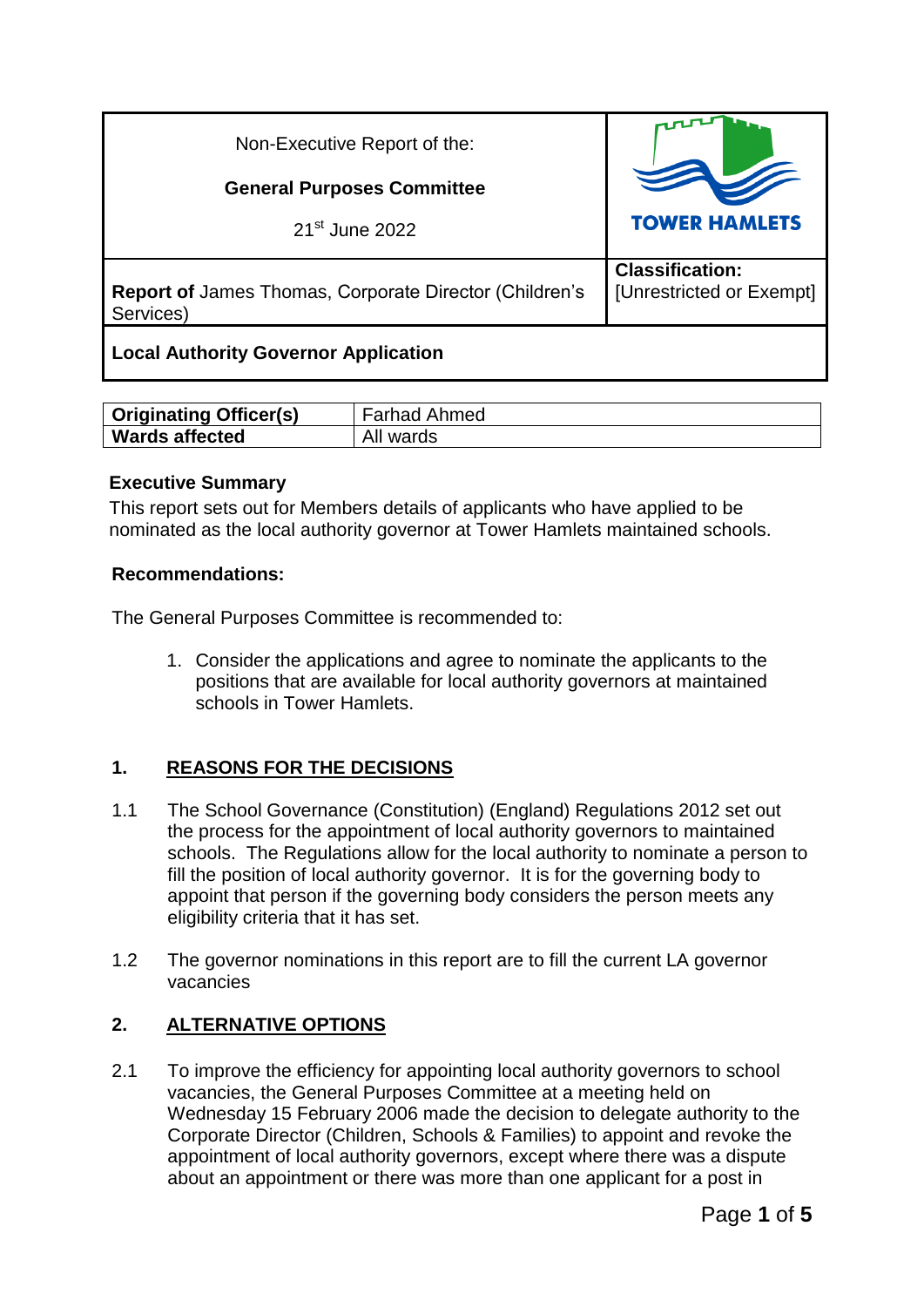| Non-Executive Report of the: **General Purposes Committee** 21st June 2022 | TOWER HAMLETS |
| --- | --- |
| **Report of** James Thomas, Corporate Director (Children's Services) | **Classification:** [Unrestricted or Exempt] |
| **Local Authority Governor Application** | |

| **Originating Officer(s)** | Farhad Ahmed |
| --- | --- |
| **Wards affected** | All wards |

**Executive Summary**

This report sets out for Members details of applicants who have applied to be nominated as the local authority governor at Tower Hamlets maintained schools.

**Recommendations:**

The General Purposes Committee is recommended to:

1. Consider the applications and agree to nominate the applicants to the positions that are available for local authority governors at maintained schools in Tower Hamlets.

## 1. REASONS FOR THE DECISIONS

1.1 The School Governance (Constitution) (England) Regulations 2012 set out the process for the appointment of local authority governors to maintained schools. The Regulations allow for the local authority to nominate a person to fill the position of local authority governor. It is for the governing body to appoint that person if the governing body considers the person meets any eligibility criteria that it has set.

1.2 The governor nominations in this report are to fill the current LA governor vacancies

## 2. ALTERNATIVE OPTIONS

2.1 To improve the efficiency for appointing local authority governors to school vacancies, the General Purposes Committee at a meeting held on Wednesday 15 February 2006 made the decision to delegate authority to the Corporate Director (Children, Schools & Families) to appoint and revoke the appointment of local authority governors, except where there was a dispute about an appointment or there was more than one applicant for a post in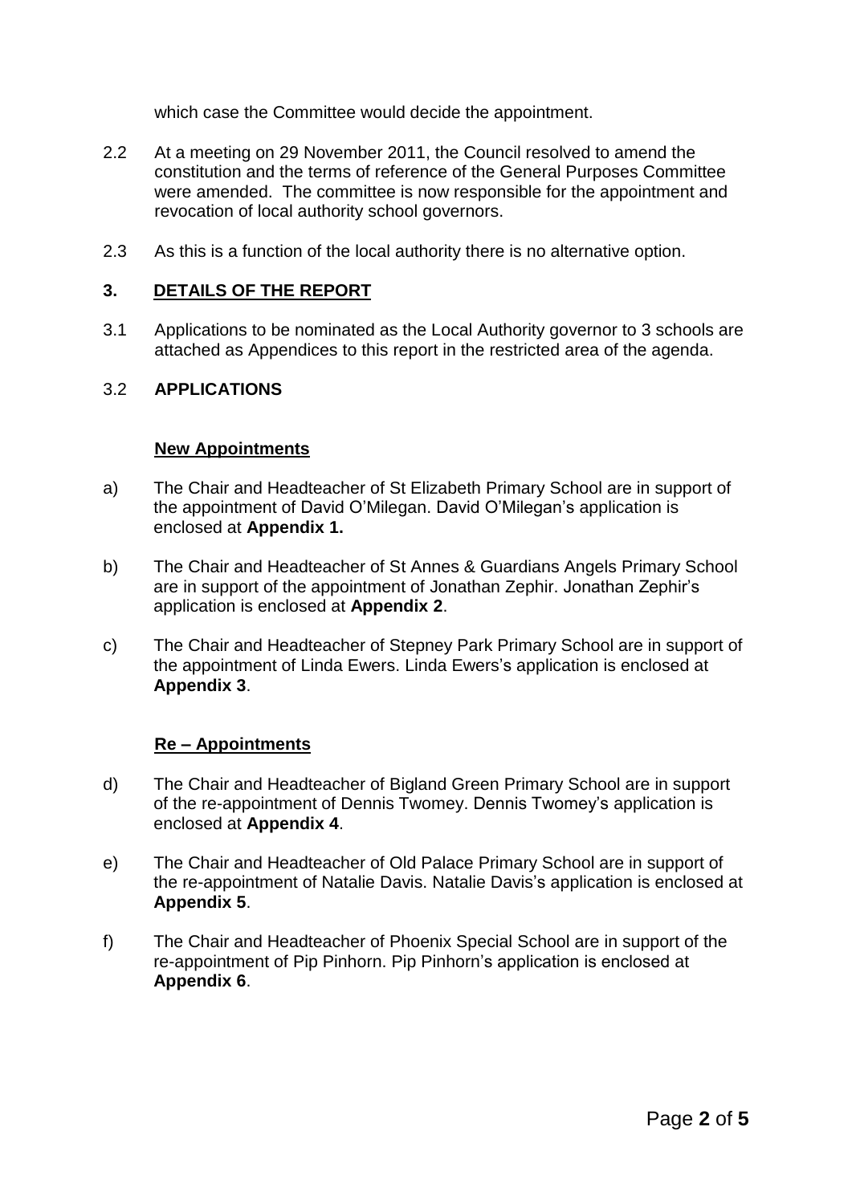which case the Committee would decide the appointment.

2.2 At a meeting on 29 November 2011, the Council resolved to amend the constitution and the terms of reference of the General Purposes Committee were amended. The committee is now responsible for the appointment and revocation of local authority school governors.

2.3 As this is a function of the local authority there is no alternative option.

## 3. DETAILS OF THE REPORT

3.1 Applications to be nominated as the Local Authority governor to 3 schools are attached as Appendices to this report in the restricted area of the agenda.

3.2 **APPLICATIONS**

**New Appointments**

a) The Chair and Headteacher of St Elizabeth Primary School are in support of the appointment of David O'Milegan. David O'Milegan's application is enclosed at **Appendix 1.**

b) The Chair and Headteacher of St Annes & Guardians Angels Primary School are in support of the appointment of Jonathan Zephir. Jonathan Zephir's application is enclosed at **Appendix 2**.

c) The Chair and Headteacher of Stepney Park Primary School are in support of the appointment of Linda Ewers. Linda Ewers's application is enclosed at **Appendix 3**.

**Re – Appointments**

d) The Chair and Headteacher of Bigland Green Primary School are in support of the re-appointment of Dennis Twomey. Dennis Twomey's application is enclosed at **Appendix 4**.

e) The Chair and Headteacher of Old Palace Primary School are in support of the re-appointment of Natalie Davis. Natalie Davis's application is enclosed at **Appendix 5**.

f) The Chair and Headteacher of Phoenix Special School are in support of the re-appointment of Pip Pinhorn. Pip Pinhorn's application is enclosed at **Appendix 6**.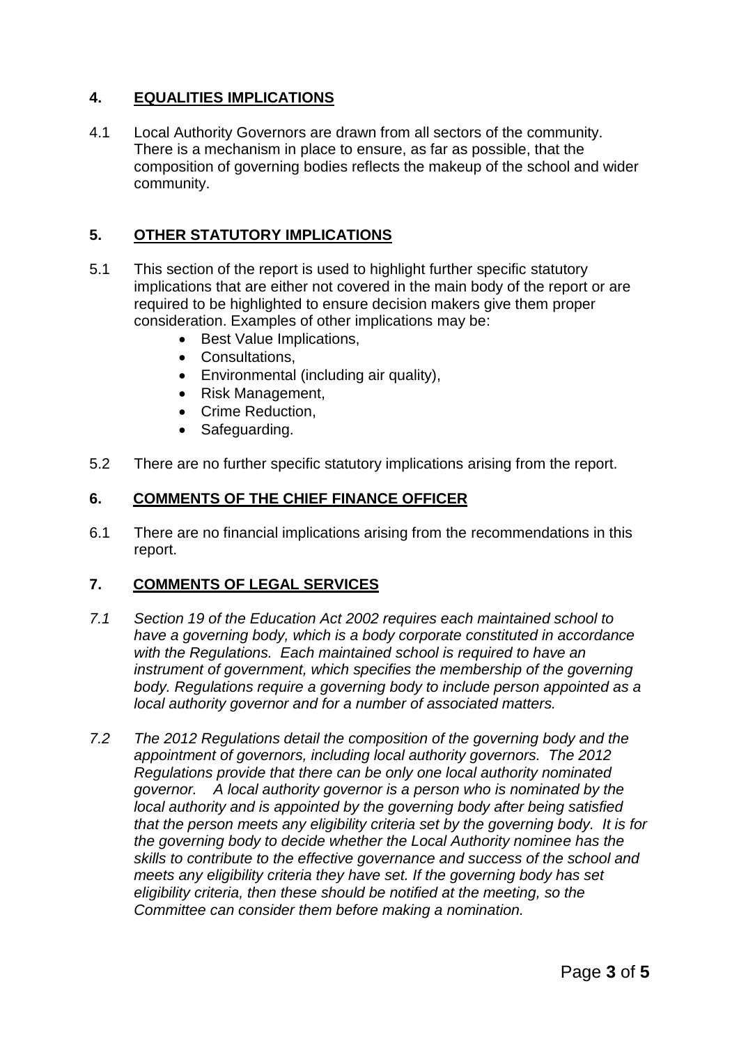## 4. EQUALITIES IMPLICATIONS

4.1 Local Authority Governors are drawn from all sectors of the community. There is a mechanism in place to ensure, as far as possible, that the composition of governing bodies reflects the makeup of the school and wider community.

## 5. OTHER STATUTORY IMPLICATIONS

5.1 This section of the report is used to highlight further specific statutory implications that are either not covered in the main body of the report or are required to be highlighted to ensure decision makers give them proper consideration. Examples of other implications may be:

- Best Value Implications,
- Consultations,
- Environmental (including air quality),
- Risk Management,
- Crime Reduction,
- Safeguarding.

5.2 There are no further specific statutory implications arising from the report.

## 6. COMMENTS OF THE CHIEF FINANCE OFFICER

6.1 There are no financial implications arising from the recommendations in this report.

## 7. COMMENTS OF LEGAL SERVICES

*7.1 Section 19 of the Education Act 2002 requires each maintained school to have a governing body, which is a body corporate constituted in accordance with the Regulations. Each maintained school is required to have an instrument of government, which specifies the membership of the governing body. Regulations require a governing body to include person appointed as a local authority governor and for a number of associated matters.*

*7.2 The 2012 Regulations detail the composition of the governing body and the appointment of governors, including local authority governors. The 2012 Regulations provide that there can be only one local authority nominated governor. A local authority governor is a person who is nominated by the local authority and is appointed by the governing body after being satisfied that the person meets any eligibility criteria set by the governing body. It is for the governing body to decide whether the Local Authority nominee has the skills to contribute to the effective governance and success of the school and meets any eligibility criteria they have set. If the governing body has set eligibility criteria, then these should be notified at the meeting, so the Committee can consider them before making a nomination.*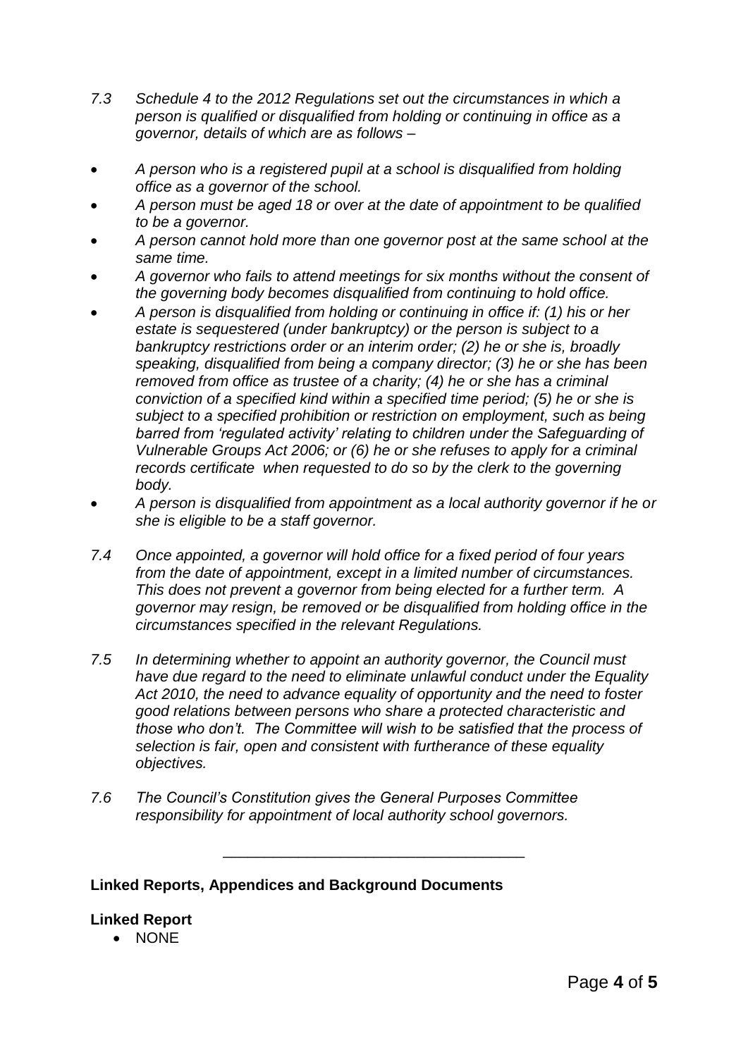*7.3 Schedule 4 to the 2012 Regulations set out the circumstances in which a person is qualified or disqualified from holding or continuing in office as a governor, details of which are as follows –*

- *A person who is a registered pupil at a school is disqualified from holding office as a governor of the school.*
- *A person must be aged 18 or over at the date of appointment to be qualified to be a governor.*
- *A person cannot hold more than one governor post at the same school at the same time.*
- *A governor who fails to attend meetings for six months without the consent of the governing body becomes disqualified from continuing to hold office.*
- *A person is disqualified from holding or continuing in office if: (1) his or her estate is sequestered (under bankruptcy) or the person is subject to a bankruptcy restrictions order or an interim order; (2) he or she is, broadly speaking, disqualified from being a company director; (3) he or she has been removed from office as trustee of a charity; (4) he or she has a criminal conviction of a specified kind within a specified time period; (5) he or she is subject to a specified prohibition or restriction on employment, such as being barred from 'regulated activity' relating to children under the Safeguarding of Vulnerable Groups Act 2006; or (6) he or she refuses to apply for a criminal records certificate when requested to do so by the clerk to the governing body.*
- *A person is disqualified from appointment as a local authority governor if he or she is eligible to be a staff governor.*

*7.4 Once appointed, a governor will hold office for a fixed period of four years from the date of appointment, except in a limited number of circumstances. This does not prevent a governor from being elected for a further term. A governor may resign, be removed or be disqualified from holding office in the circumstances specified in the relevant Regulations.*

*7.5 In determining whether to appoint an authority governor, the Council must have due regard to the need to eliminate unlawful conduct under the Equality Act 2010, the need to advance equality of opportunity and the need to foster good relations between persons who share a protected characteristic and those who don't. The Committee will wish to be satisfied that the process of selection is fair, open and consistent with furtherance of these equality objectives.*

*7.6 The Council's Constitution gives the General Purposes Committee responsibility for appointment of local authority school governors.*

---

**Linked Reports, Appendices and Background Documents**

**Linked Report**

- NONE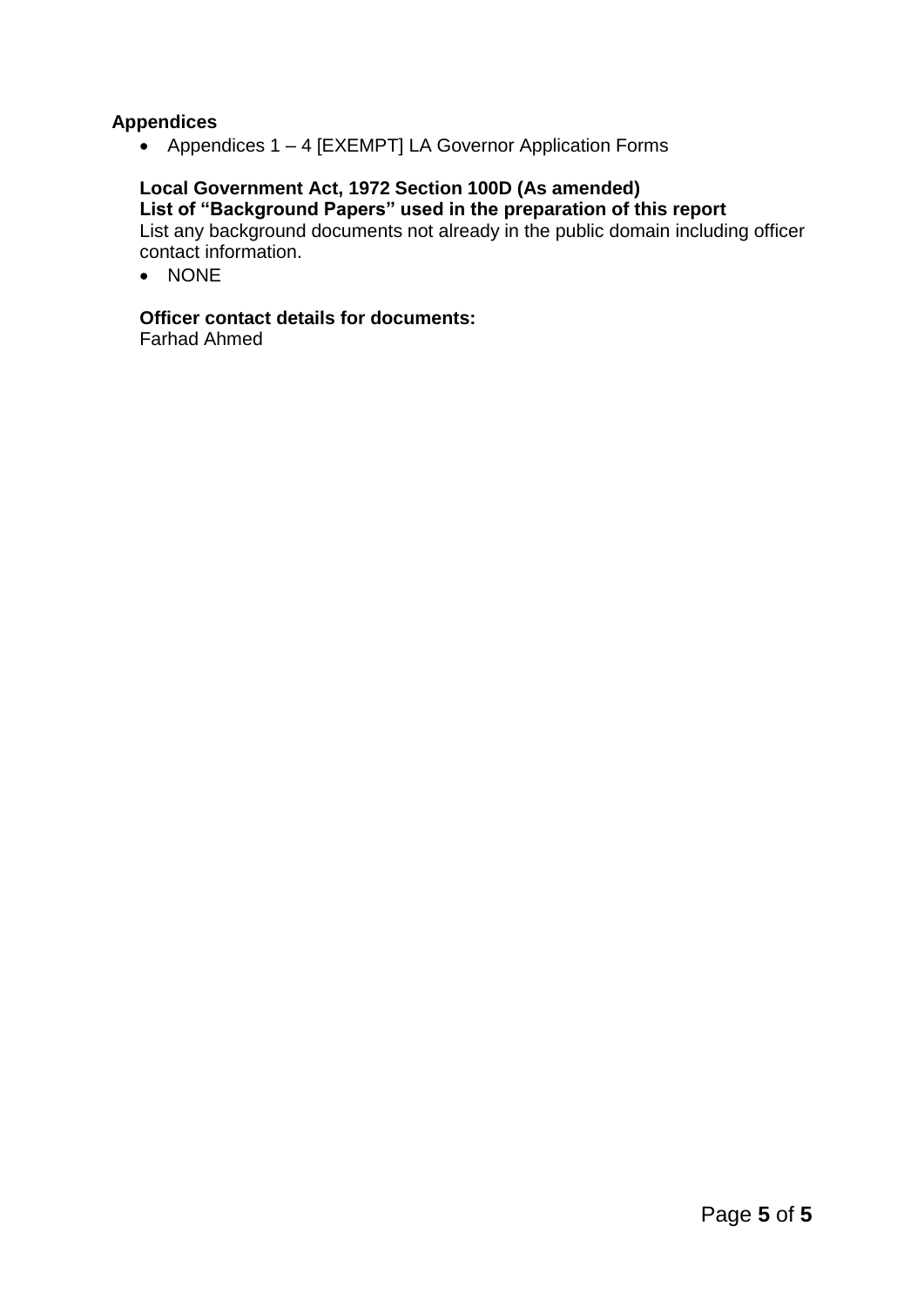**Appendices**

- Appendices 1 – 4 [EXEMPT] LA Governor Application Forms

**Local Government Act, 1972 Section 100D (As amended)**
**List of "Background Papers" used in the preparation of this report**
List any background documents not already in the public domain including officer contact information.

- NONE

**Officer contact details for documents:**
Farhad Ahmed